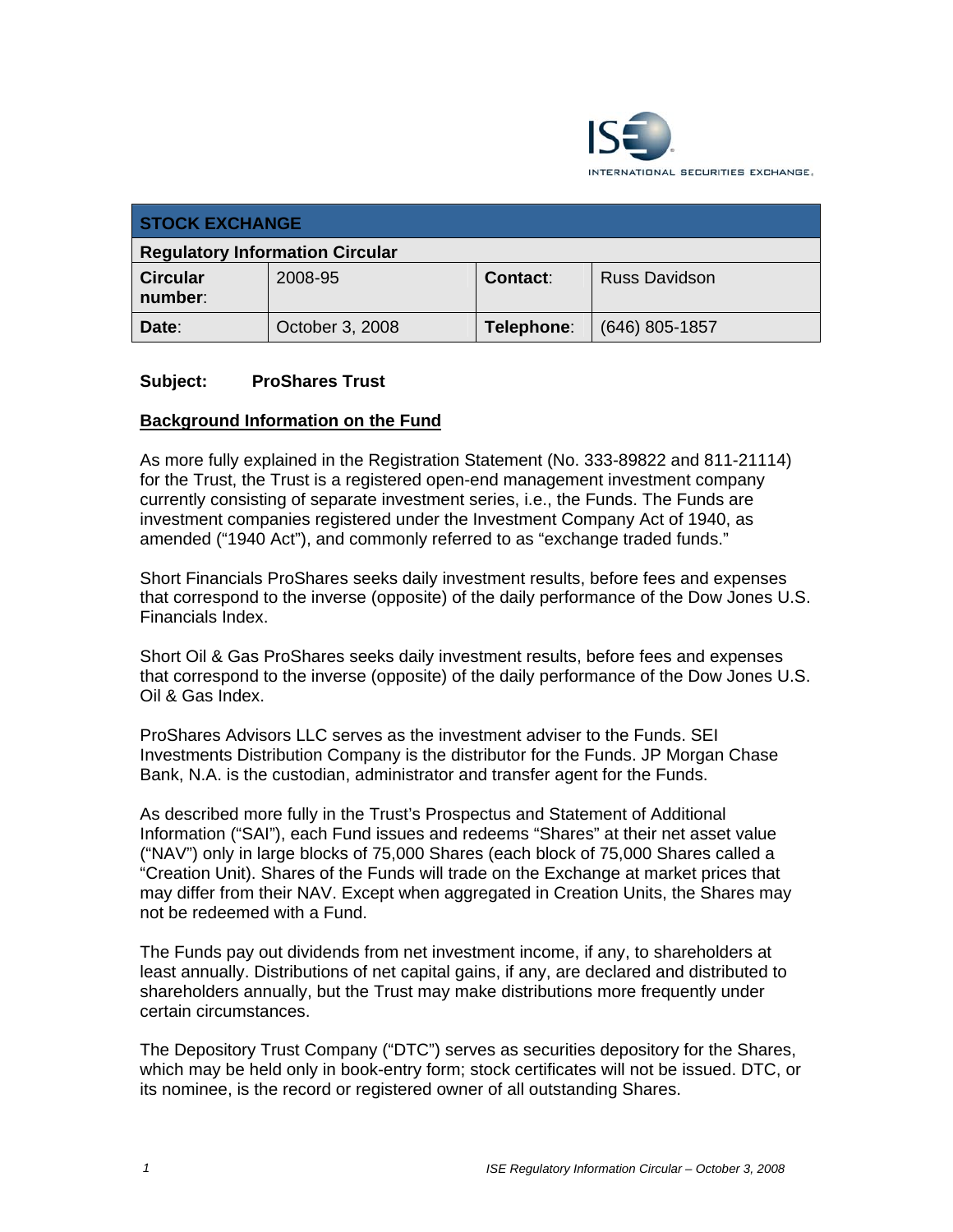INTERNATIONAL SECURITIES EXCHANGE.

| STOCK EXCHANGE | | | |
|---|---|---|---|
| **Regulatory Information Circular** | | | |
| **Circular number**: | 2008-95 | **Contact**: | Russ Davidson |
| **Date**: | October 3, 2008 | **Telephone**: | (646) 805-1857 |

**Subject: ProShares Trust**

## Background Information on the Fund

As more fully explained in the Registration Statement (No. 333-89822 and 811-21114) for the Trust, the Trust is a registered open-end management investment company currently consisting of separate investment series, i.e., the Funds. The Funds are investment companies registered under the Investment Company Act of 1940, as amended ("1940 Act"), and commonly referred to as "exchange traded funds."

Short Financials ProShares seeks daily investment results, before fees and expenses that correspond to the inverse (opposite) of the daily performance of the Dow Jones U.S. Financials Index.

Short Oil & Gas ProShares seeks daily investment results, before fees and expenses that correspond to the inverse (opposite) of the daily performance of the Dow Jones U.S. Oil & Gas Index.

ProShares Advisors LLC serves as the investment adviser to the Funds. SEI Investments Distribution Company is the distributor for the Funds. JP Morgan Chase Bank, N.A. is the custodian, administrator and transfer agent for the Funds.

As described more fully in the Trust's Prospectus and Statement of Additional Information ("SAI"), each Fund issues and redeems "Shares" at their net asset value ("NAV") only in large blocks of 75,000 Shares (each block of 75,000 Shares called a "Creation Unit). Shares of the Funds will trade on the Exchange at market prices that may differ from their NAV. Except when aggregated in Creation Units, the Shares may not be redeemed with a Fund.

The Funds pay out dividends from net investment income, if any, to shareholders at least annually. Distributions of net capital gains, if any, are declared and distributed to shareholders annually, but the Trust may make distributions more frequently under certain circumstances.

The Depository Trust Company ("DTC") serves as securities depository for the Shares, which may be held only in book-entry form; stock certificates will not be issued. DTC, or its nominee, is the record or registered owner of all outstanding Shares.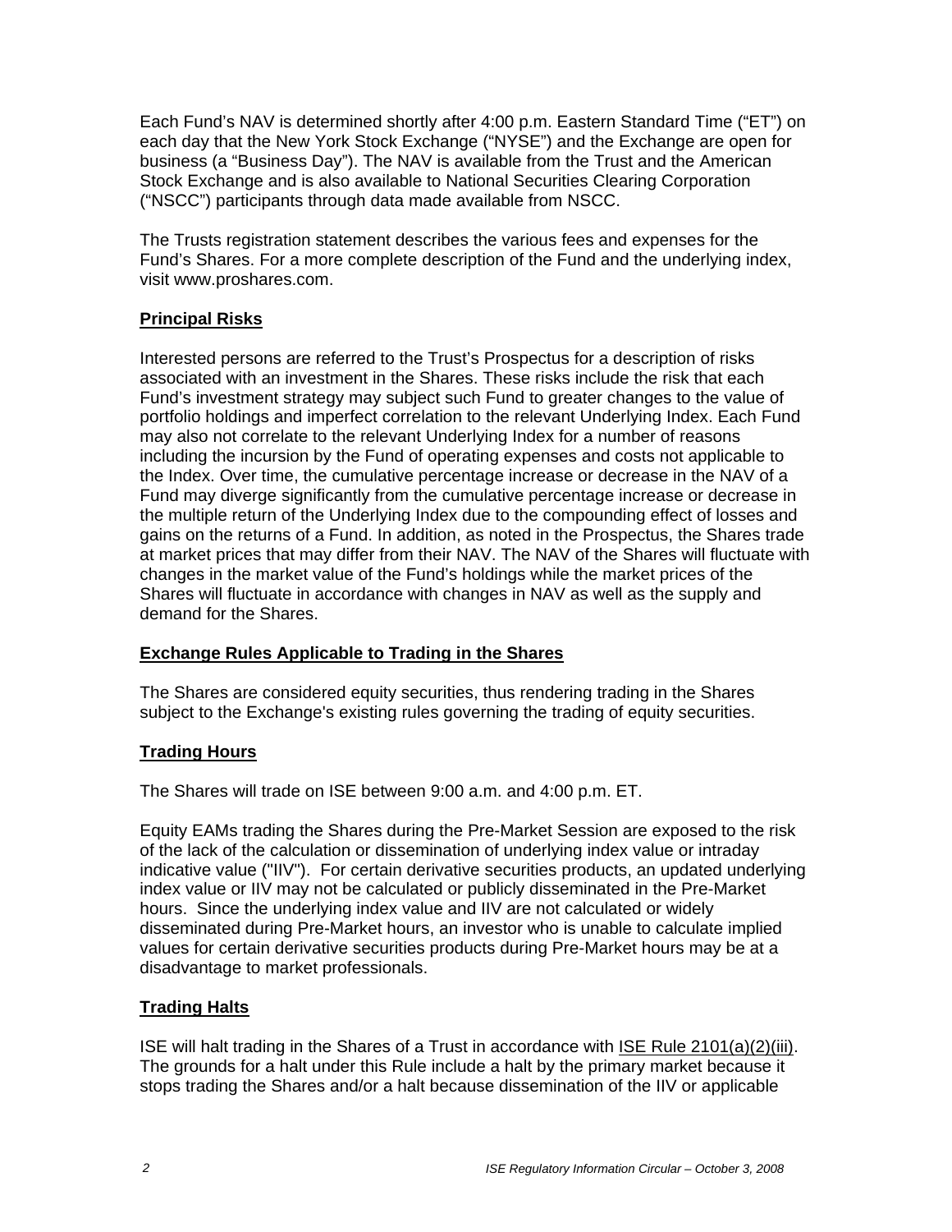Each Fund's NAV is determined shortly after 4:00 p.m. Eastern Standard Time ("ET") on each day that the New York Stock Exchange ("NYSE") and the Exchange are open for business (a "Business Day"). The NAV is available from the Trust and the American Stock Exchange and is also available to National Securities Clearing Corporation ("NSCC") participants through data made available from NSCC.

The Trusts registration statement describes the various fees and expenses for the Fund's Shares. For a more complete description of the Fund and the underlying index, visit www.proshares.com.

## Principal Risks

Interested persons are referred to the Trust's Prospectus for a description of risks associated with an investment in the Shares. These risks include the risk that each Fund's investment strategy may subject such Fund to greater changes to the value of portfolio holdings and imperfect correlation to the relevant Underlying Index. Each Fund may also not correlate to the relevant Underlying Index for a number of reasons including the incursion by the Fund of operating expenses and costs not applicable to the Index. Over time, the cumulative percentage increase or decrease in the NAV of a Fund may diverge significantly from the cumulative percentage increase or decrease in the multiple return of the Underlying Index due to the compounding effect of losses and gains on the returns of a Fund. In addition, as noted in the Prospectus, the Shares trade at market prices that may differ from their NAV. The NAV of the Shares will fluctuate with changes in the market value of the Fund's holdings while the market prices of the Shares will fluctuate in accordance with changes in NAV as well as the supply and demand for the Shares.

## Exchange Rules Applicable to Trading in the Shares

The Shares are considered equity securities, thus rendering trading in the Shares subject to the Exchange's existing rules governing the trading of equity securities.

## Trading Hours

The Shares will trade on ISE between 9:00 a.m. and 4:00 p.m. ET.

Equity EAMs trading the Shares during the Pre-Market Session are exposed to the risk of the lack of the calculation or dissemination of underlying index value or intraday indicative value ("IIV"). For certain derivative securities products, an updated underlying index value or IIV may not be calculated or publicly disseminated in the Pre-Market hours. Since the underlying index value and IIV are not calculated or widely disseminated during Pre-Market hours, an investor who is unable to calculate implied values for certain derivative securities products during Pre-Market hours may be at a disadvantage to market professionals.

## Trading Halts

ISE will halt trading in the Shares of a Trust in accordance with ISE Rule 2101(a)(2)(iii). The grounds for a halt under this Rule include a halt by the primary market because it stops trading the Shares and/or a halt because dissemination of the IIV or applicable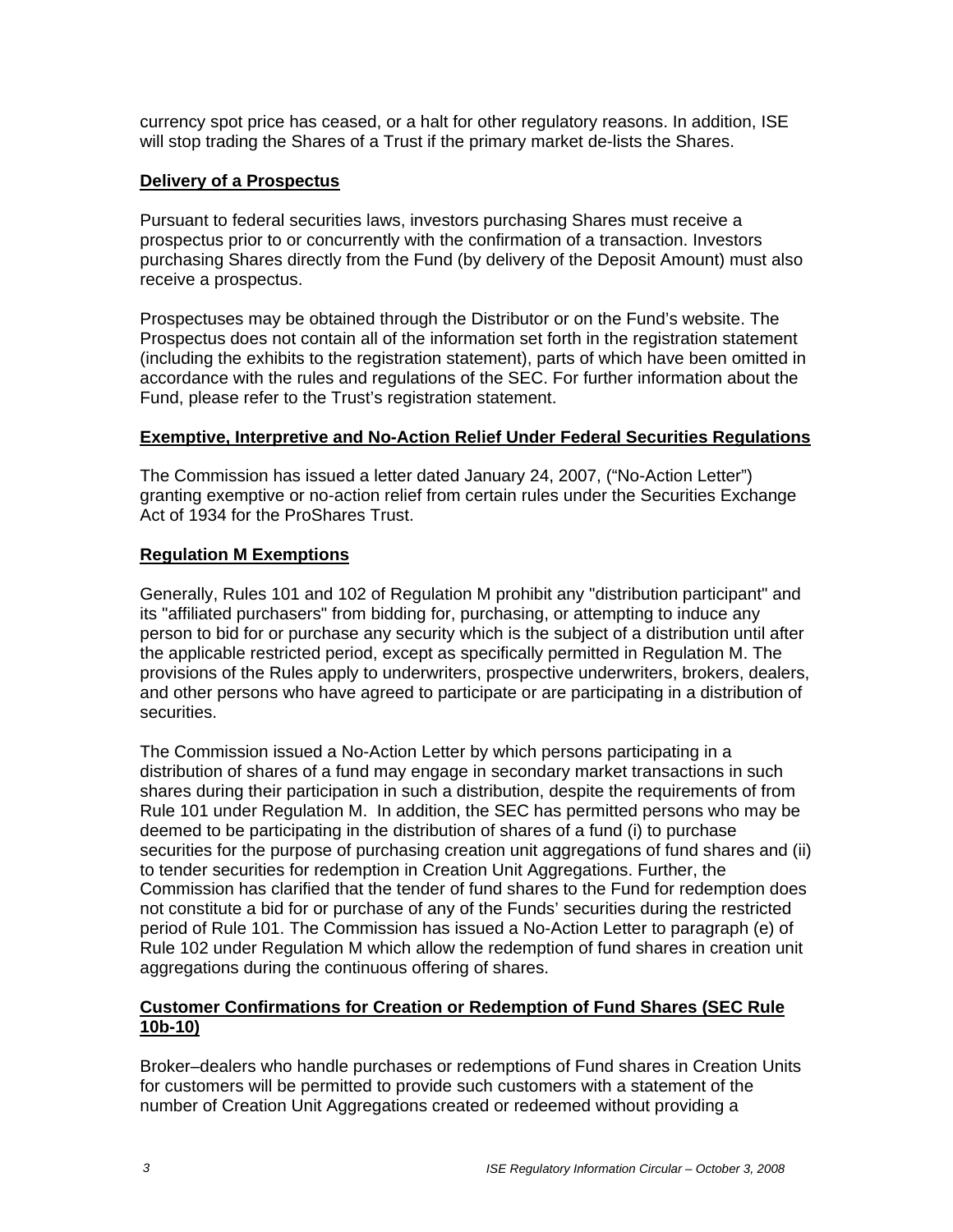currency spot price has ceased, or a halt for other regulatory reasons. In addition, ISE will stop trading the Shares of a Trust if the primary market de-lists the Shares.

**Delivery of a Prospectus**

Pursuant to federal securities laws, investors purchasing Shares must receive a prospectus prior to or concurrently with the confirmation of a transaction. Investors purchasing Shares directly from the Fund (by delivery of the Deposit Amount) must also receive a prospectus.

Prospectuses may be obtained through the Distributor or on the Fund's website. The Prospectus does not contain all of the information set forth in the registration statement (including the exhibits to the registration statement), parts of which have been omitted in accordance with the rules and regulations of the SEC. For further information about the Fund, please refer to the Trust's registration statement.

**Exemptive, Interpretive and No-Action Relief Under Federal Securities Regulations**

The Commission has issued a letter dated January 24, 2007, ("No-Action Letter") granting exemptive or no-action relief from certain rules under the Securities Exchange Act of 1934 for the ProShares Trust.

**Regulation M Exemptions**

Generally, Rules 101 and 102 of Regulation M prohibit any "distribution participant" and its "affiliated purchasers" from bidding for, purchasing, or attempting to induce any person to bid for or purchase any security which is the subject of a distribution until after the applicable restricted period, except as specifically permitted in Regulation M. The provisions of the Rules apply to underwriters, prospective underwriters, brokers, dealers, and other persons who have agreed to participate or are participating in a distribution of securities.

The Commission issued a No-Action Letter by which persons participating in a distribution of shares of a fund may engage in secondary market transactions in such shares during their participation in such a distribution, despite the requirements of from Rule 101 under Regulation M. In addition, the SEC has permitted persons who may be deemed to be participating in the distribution of shares of a fund (i) to purchase securities for the purpose of purchasing creation unit aggregations of fund shares and (ii) to tender securities for redemption in Creation Unit Aggregations. Further, the Commission has clarified that the tender of fund shares to the Fund for redemption does not constitute a bid for or purchase of any of the Funds' securities during the restricted period of Rule 101. The Commission has issued a No-Action Letter to paragraph (e) of Rule 102 under Regulation M which allow the redemption of fund shares in creation unit aggregations during the continuous offering of shares.

**Customer Confirmations for Creation or Redemption of Fund Shares (SEC Rule 10b-10)**

Broker–dealers who handle purchases or redemptions of Fund shares in Creation Units for customers will be permitted to provide such customers with a statement of the number of Creation Unit Aggregations created or redeemed without providing a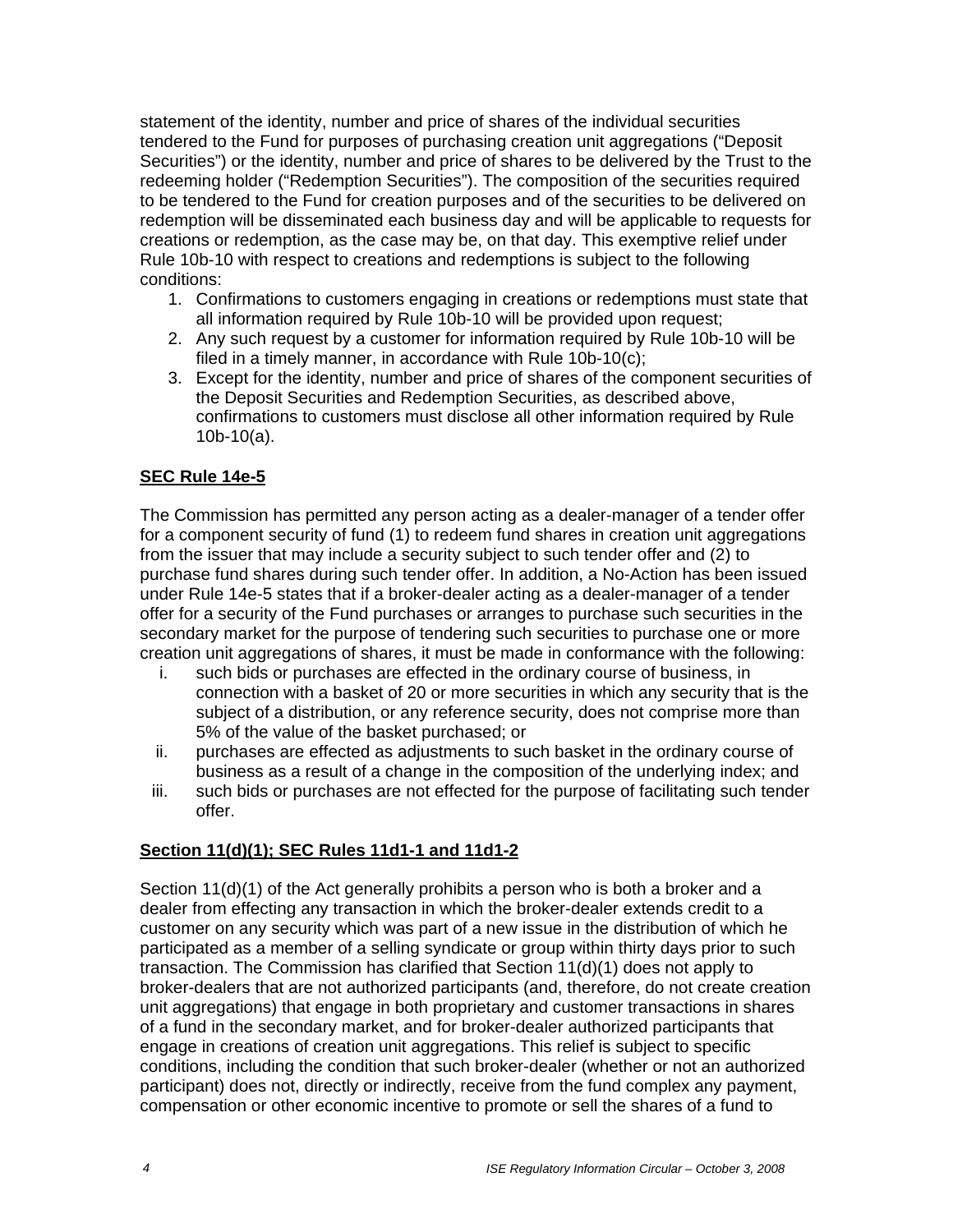statement of the identity, number and price of shares of the individual securities tendered to the Fund for purposes of purchasing creation unit aggregations ("Deposit Securities") or the identity, number and price of shares to be delivered by the Trust to the redeeming holder ("Redemption Securities"). The composition of the securities required to be tendered to the Fund for creation purposes and of the securities to be delivered on redemption will be disseminated each business day and will be applicable to requests for creations or redemption, as the case may be, on that day. This exemptive relief under Rule 10b-10 with respect to creations and redemptions is subject to the following conditions:

1. Confirmations to customers engaging in creations or redemptions must state that all information required by Rule 10b-10 will be provided upon request;
2. Any such request by a customer for information required by Rule 10b-10 will be filed in a timely manner, in accordance with Rule 10b-10(c);
3. Except for the identity, number and price of shares of the component securities of the Deposit Securities and Redemption Securities, as described above, confirmations to customers must disclose all other information required by Rule 10b-10(a).

**SEC Rule 14e-5**

The Commission has permitted any person acting as a dealer-manager of a tender offer for a component security of fund (1) to redeem fund shares in creation unit aggregations from the issuer that may include a security subject to such tender offer and (2) to purchase fund shares during such tender offer. In addition, a No-Action has been issued under Rule 14e-5 states that if a broker-dealer acting as a dealer-manager of a tender offer for a security of the Fund purchases or arranges to purchase such securities in the secondary market for the purpose of tendering such securities to purchase one or more creation unit aggregations of shares, it must be made in conformance with the following:

i. such bids or purchases are effected in the ordinary course of business, in connection with a basket of 20 or more securities in which any security that is the subject of a distribution, or any reference security, does not comprise more than 5% of the value of the basket purchased; or
ii. purchases are effected as adjustments to such basket in the ordinary course of business as a result of a change in the composition of the underlying index; and
iii. such bids or purchases are not effected for the purpose of facilitating such tender offer.

**Section 11(d)(1); SEC Rules 11d1-1 and 11d1-2**

Section 11(d)(1) of the Act generally prohibits a person who is both a broker and a dealer from effecting any transaction in which the broker-dealer extends credit to a customer on any security which was part of a new issue in the distribution of which he participated as a member of a selling syndicate or group within thirty days prior to such transaction. The Commission has clarified that Section 11(d)(1) does not apply to broker-dealers that are not authorized participants (and, therefore, do not create creation unit aggregations) that engage in both proprietary and customer transactions in shares of a fund in the secondary market, and for broker-dealer authorized participants that engage in creations of creation unit aggregations. This relief is subject to specific conditions, including the condition that such broker-dealer (whether or not an authorized participant) does not, directly or indirectly, receive from the fund complex any payment, compensation or other economic incentive to promote or sell the shares of a fund to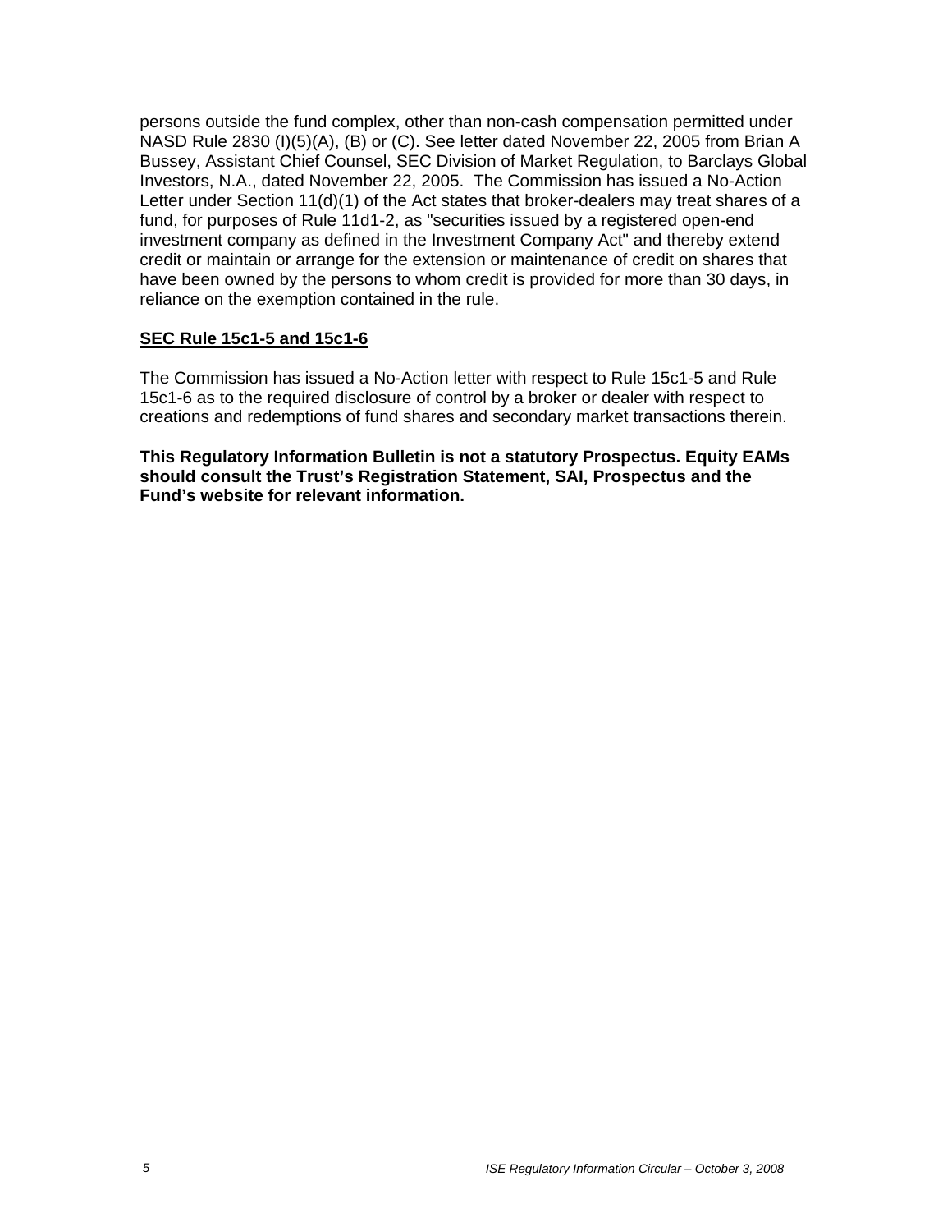persons outside the fund complex, other than non-cash compensation permitted under NASD Rule 2830 (I)(5)(A), (B) or (C). See letter dated November 22, 2005 from Brian A Bussey, Assistant Chief Counsel, SEC Division of Market Regulation, to Barclays Global Investors, N.A., dated November 22, 2005. The Commission has issued a No-Action Letter under Section 11(d)(1) of the Act states that broker-dealers may treat shares of a fund, for purposes of Rule 11d1-2, as "securities issued by a registered open-end investment company as defined in the Investment Company Act" and thereby extend credit or maintain or arrange for the extension or maintenance of credit on shares that have been owned by the persons to whom credit is provided for more than 30 days, in reliance on the exemption contained in the rule.

**SEC Rule 15c1-5 and 15c1-6**

The Commission has issued a No-Action letter with respect to Rule 15c1-5 and Rule 15c1-6 as to the required disclosure of control by a broker or dealer with respect to creations and redemptions of fund shares and secondary market transactions therein.

**This Regulatory Information Bulletin is not a statutory Prospectus. Equity EAMs should consult the Trust's Registration Statement, SAI, Prospectus and the Fund's website for relevant information.**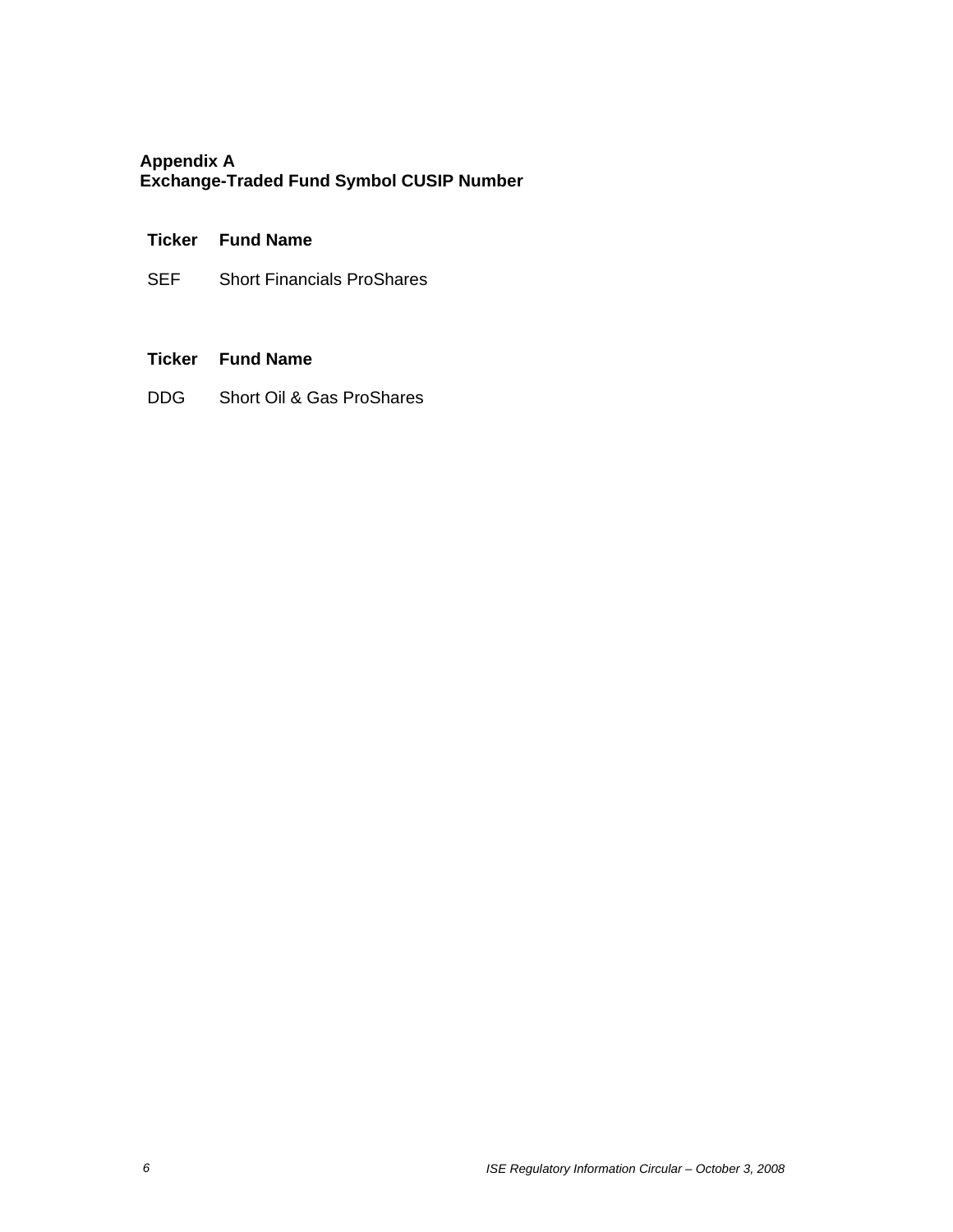**Appendix A**
**Exchange-Traded Fund Symbol CUSIP Number**

| Ticker | Fund Name |
|---|---|
| SEF | Short Financials ProShares |

| Ticker | Fund Name |
|---|---|
| DDG | Short Oil & Gas ProShares |